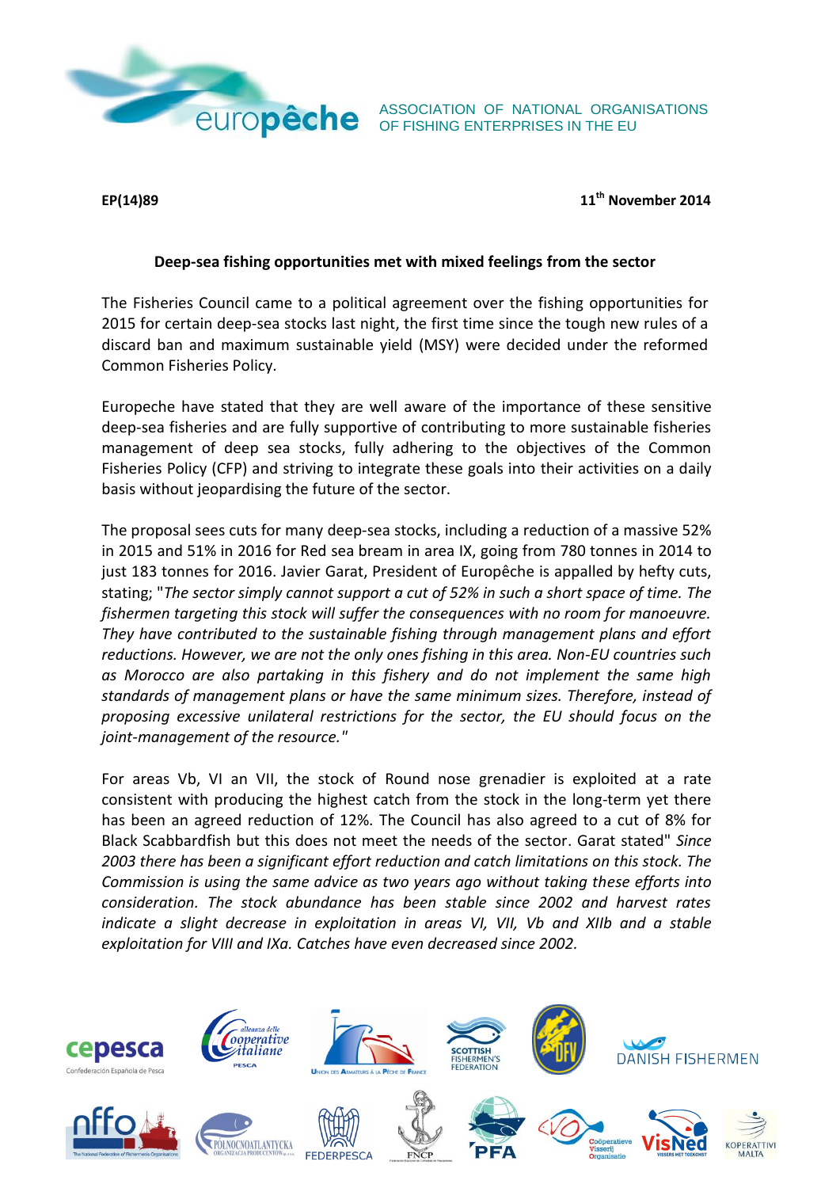europêche ASSOCIATION OF NATIONAL ORGANISATIONS OF FISHING ENTERPRISES IN THE EU

**EP(14)89** **11th November 2014**

**Deep-sea fishing opportunities met with mixed feelings from the sector**

The Fisheries Council came to a political agreement over the fishing opportunities for 2015 for certain deep-sea stocks last night, the first time since the tough new rules of a discard ban and maximum sustainable yield (MSY) were decided under the reformed Common Fisheries Policy.

Europeche have stated that they are well aware of the importance of these sensitive deep-sea fisheries and are fully supportive of contributing to more sustainable fisheries management of deep sea stocks, fully adhering to the objectives of the Common Fisheries Policy (CFP) and striving to integrate these goals into their activities on a daily basis without jeopardising the future of the sector.

The proposal sees cuts for many deep-sea stocks, including a reduction of a massive 52% in 2015 and 51% in 2016 for Red sea bream in area IX, going from 780 tonnes in 2014 to just 183 tonnes for 2016. Javier Garat, President of Europêche is appalled by hefty cuts, stating; "*The sector simply cannot support a cut of 52% in such a short space of time. The fishermen targeting this stock will suffer the consequences with no room for manoeuvre. They have contributed to the sustainable fishing through management plans and effort reductions. However, we are not the only ones fishing in this area. Non-EU countries such as Morocco are also partaking in this fishery and do not implement the same high standards of management plans or have the same minimum sizes. Therefore, instead of proposing excessive unilateral restrictions for the sector, the EU should focus on the joint-management of the resource.*"

For areas Vb, VI an VII, the stock of Round nose grenadier is exploited at a rate consistent with producing the highest catch from the stock in the long-term yet there has been an agreed reduction of 12%. The Council has also agreed to a cut of 8% for Black Scabbardfish but this does not meet the needs of the sector. Garat stated" *Since 2003 there has been a significant effort reduction and catch limitations on this stock. The Commission is using the same advice as two years ago without taking these efforts into consideration. The stock abundance has been stable since 2002 and harvest rates indicate a slight decrease in exploitation in areas VI, VII, Vb and XIIb and a stable exploitation for VIII and IXa. Catches have even decreased since 2002.*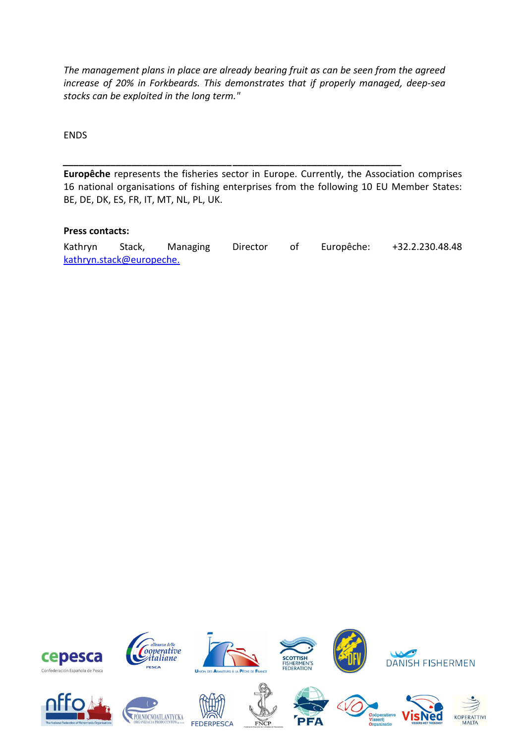*The management plans in place are already bearing fruit as can be seen from the agreed increase of 20% in Forkbeards. This demonstrates that if properly managed, deep-sea stocks can be exploited in the long term."*

ENDS

---

**Europêche** represents the fisheries sector in Europe. Currently, the Association comprises 16 national organisations of fishing enterprises from the following 10 EU Member States: BE, DE, DK, ES, FR, IT, MT, NL, PL, UK.

**Press contacts:**

Kathryn Stack, Managing Director of Europêche: +32.2.230.48.48 kathryn.stack@europeche.